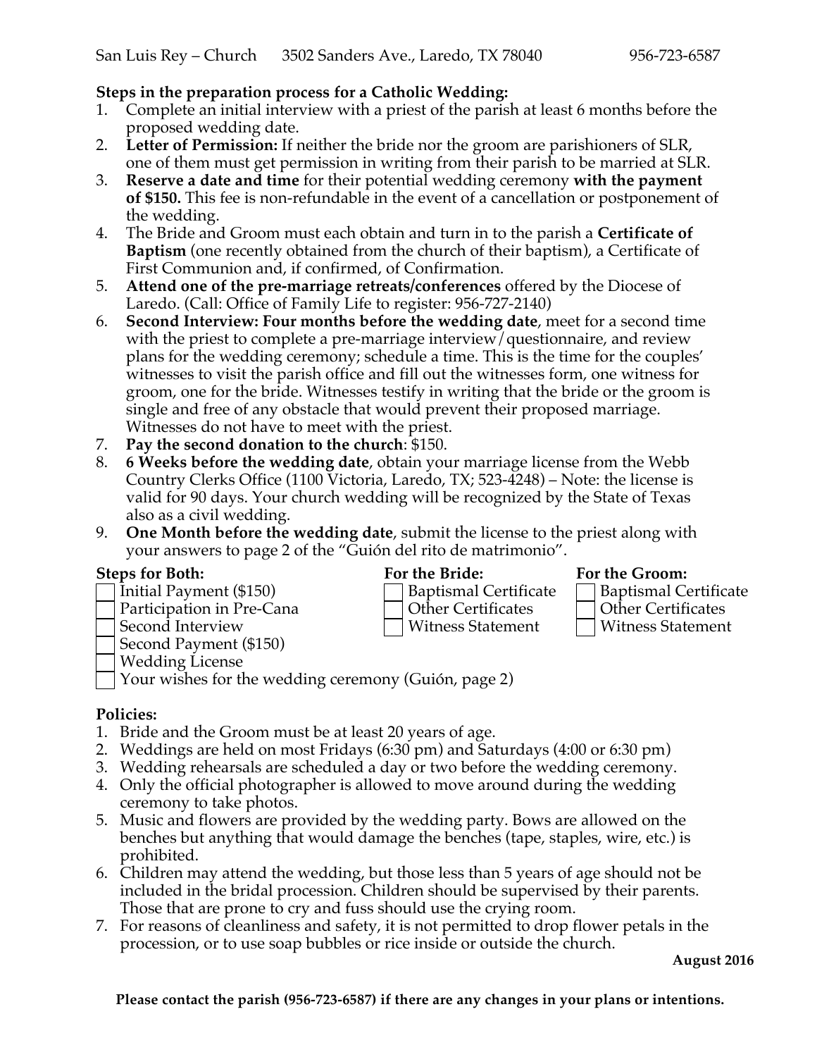San Luis Rey – Church 3502 Sanders Ave., Laredo, TX 78040 956-723-6587

**Steps in the preparation process for a Catholic Wedding:**

1. Complete an initial interview with a priest of the parish at least 6 months before the proposed wedding date.
2. **Letter of Permission:** If neither the bride nor the groom are parishioners of SLR, one of them must get permission in writing from their parish to be married at SLR.
3. **Reserve a date and time** for their potential wedding ceremony **with the payment of $150.** This fee is non-refundable in the event of a cancellation or postponement of the wedding.
4. The Bride and Groom must each obtain and turn in to the parish a **Certificate of Baptism** (one recently obtained from the church of their baptism), a Certificate of First Communion and, if confirmed, of Confirmation.
5. **Attend one of the pre-marriage retreats/conferences** offered by the Diocese of Laredo. (Call: Office of Family Life to register: 956-727-2140)
6. **Second Interview: Four months before the wedding date**, meet for a second time with the priest to complete a pre-marriage interview/questionnaire, and review plans for the wedding ceremony; schedule a time. This is the time for the couples' witnesses to visit the parish office and fill out the witnesses form, one witness for groom, one for the bride. Witnesses testify in writing that the bride or the groom is single and free of any obstacle that would prevent their proposed marriage. Witnesses do not have to meet with the priest.
7. **Pay the second donation to the church**: $150.
8. **6 Weeks before the wedding date**, obtain your marriage license from the Webb Country Clerks Office (1100 Victoria, Laredo, TX; 523-4248) – Note: the license is valid for 90 days. Your church wedding will be recognized by the State of Texas also as a civil wedding.
9. **One Month before the wedding date**, submit the license to the priest along with your answers to page 2 of the "Guión del rito de matrimonio".

| **Steps for Both:** | **For the Bride:** | **For the Groom:** |
|---|---|---|
| ☐ Initial Payment ($150) | ☐ Baptismal Certificate | ☐ Baptismal Certificate |
| ☐ Participation in Pre-Cana | ☐ Other Certificates | ☐ Other Certificates |
| ☐ Second Interview | ☐ Witness Statement | ☐ Witness Statement |
| ☐ Second Payment ($150) | | |
| ☐ Wedding License | | |
| ☐ Your wishes for the wedding ceremony (Guión, page 2) | | |

**Policies:**

1. Bride and the Groom must be at least 20 years of age.
2. Weddings are held on most Fridays (6:30 pm) and Saturdays (4:00 or 6:30 pm)
3. Wedding rehearsals are scheduled a day or two before the wedding ceremony.
4. Only the official photographer is allowed to move around during the wedding ceremony to take photos.
5. Music and flowers are provided by the wedding party. Bows are allowed on the benches but anything that would damage the benches (tape, staples, wire, etc.) is prohibited.
6. Children may attend the wedding, but those less than 5 years of age should not be included in the bridal procession. Children should be supervised by their parents. Those that are prone to cry and fuss should use the crying room.
7. For reasons of cleanliness and safety, it is not permitted to drop flower petals in the procession, or to use soap bubbles or rice inside or outside the church.

**August 2016**

**Please contact the parish (956-723-6587) if there are any changes in your plans or intentions.**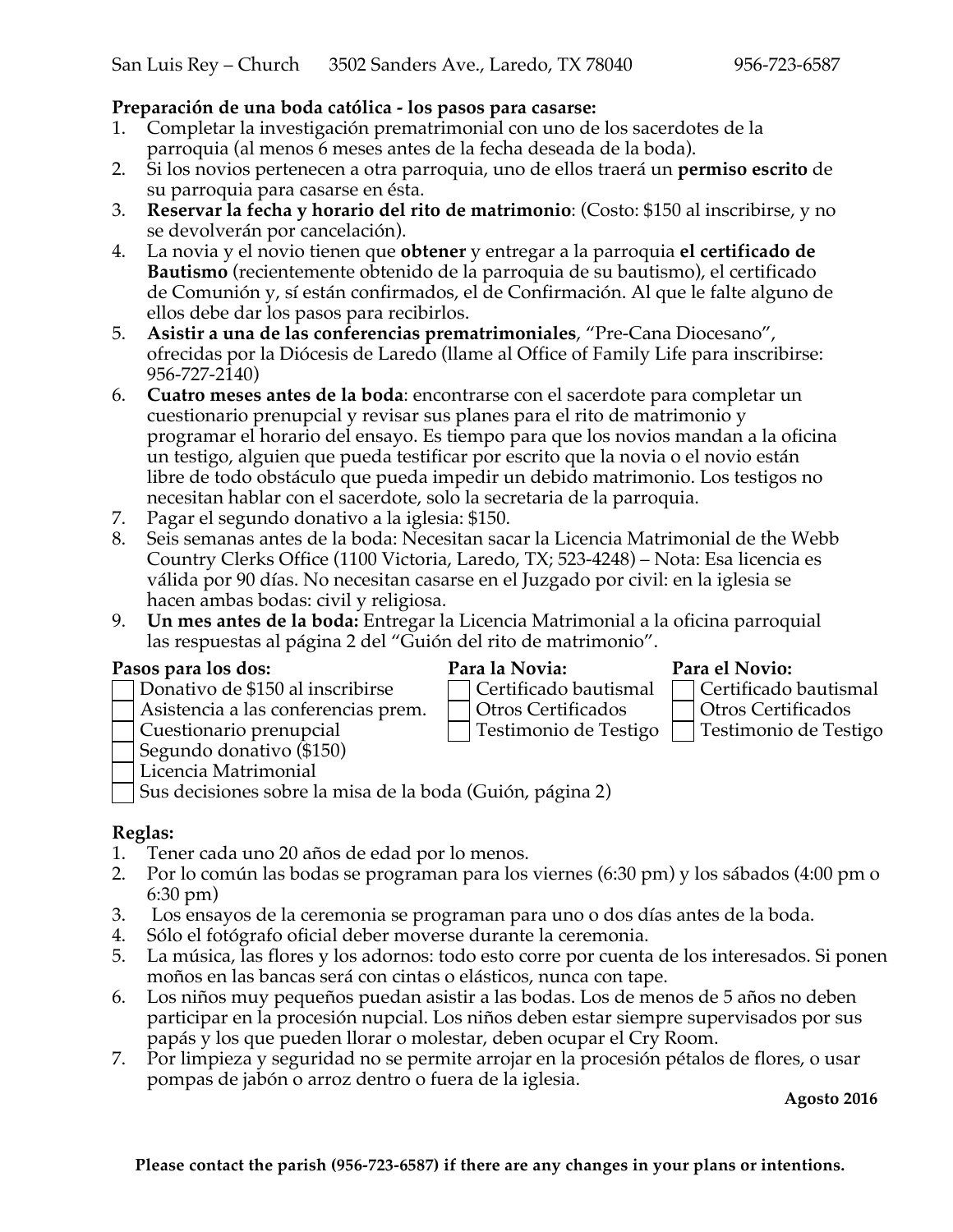San Luis Rey – Church 3502 Sanders Ave., Laredo, TX 78040 956-723-6587

**Preparación de una boda católica - los pasos para casarse:**

1. Completar la investigación prematrimonial con uno de los sacerdotes de la parroquia (al menos 6 meses antes de la fecha deseada de la boda).
2. Si los novios pertenecen a otra parroquia, uno de ellos traerá un **permiso escrito** de su parroquia para casarse en ésta.
3. **Reservar la fecha y horario del rito de matrimonio**: (Costo: $150 al inscribirse, y no se devolverán por cancelación).
4. La novia y el novio tienen que **obtener** y entregar a la parroquia **el certificado de Bautismo** (recientemente obtenido de la parroquia de su bautismo), el certificado de Comunión y, sí están confirmados, el de Confirmación. Al que le falte alguno de ellos debe dar los pasos para recibirlos.
5. **Asistir a una de las conferencias prematrimoniales**, "Pre-Cana Diocesano", ofrecidas por la Diócesis de Laredo (llame al Office of Family Life para inscribirse: 956-727-2140)
6. **Cuatro meses antes de la boda**: encontrarse con el sacerdote para completar un cuestionario prenupcial y revisar sus planes para el rito de matrimonio y programar el horario del ensayo. Es tiempo para que los novios mandan a la oficina un testigo, alguien que pueda testificar por escrito que la novia o el novio están libre de todo obstáculo que pueda impedir un debido matrimonio. Los testigos no necesitan hablar con el sacerdote, solo la secretaria de la parroquia.
7. Pagar el segundo donativo a la iglesia: $150.
8. Seis semanas antes de la boda: Necesitan sacar la Licencia Matrimonial de the Webb Country Clerks Office (1100 Victoria, Laredo, TX; 523-4248) – Nota: Esa licencia es válida por 90 días. No necesitan casarse en el Juzgado por civil: en la iglesia se hacen ambas bodas: civil y religiosa.
9. **Un mes antes de la boda:** Entregar la Licencia Matrimonial a la oficina parroquial las respuestas al página 2 del "Guión del rito de matrimonio".

| **Pasos para los dos:** | **Para la Novia:** | **Para el Novio:** |
|---|---|---|
| ☐ Donativo de $150 al inscribirse | ☐ Certificado bautismal | ☐ Certificado bautismal |
| ☐ Asistencia a las conferencias prem. | ☐ Otros Certificados | ☐ Otros Certificados |
| ☐ Cuestionario prenupcial | ☐ Testimonio de Testigo | ☐ Testimonio de Testigo |
| ☐ Segundo donativo ($150) | | |
| ☐ Licencia Matrimonial | | |
| ☐ Sus decisiones sobre la misa de la boda (Guión, página 2) | | |

**Reglas:**

1. Tener cada uno 20 años de edad por lo menos.
2. Por lo común las bodas se programan para los viernes (6:30 pm) y los sábados (4:00 pm o 6:30 pm)
3. Los ensayos de la ceremonia se programan para uno o dos días antes de la boda.
4. Sólo el fotógrafo oficial deber moverse durante la ceremonia.
5. La música, las flores y los adornos: todo esto corre por cuenta de los interesados. Si ponen moños en las bancas será con cintas o elásticos, nunca con tape.
6. Los niños muy pequeños puedan asistir a las bodas. Los de menos de 5 años no deben participar en la procesión nupcial. Los niños deben estar siempre supervisados por sus papás y los que pueden llorar o molestar, deben ocupar el Cry Room.
7. Por limpieza y seguridad no se permite arrojar en la procesión pétalos de flores, o usar pompas de jabón o arroz dentro o fuera de la iglesia.

**Agosto 2016**

**Please contact the parish (956-723-6587) if there are any changes in your plans or intentions.**